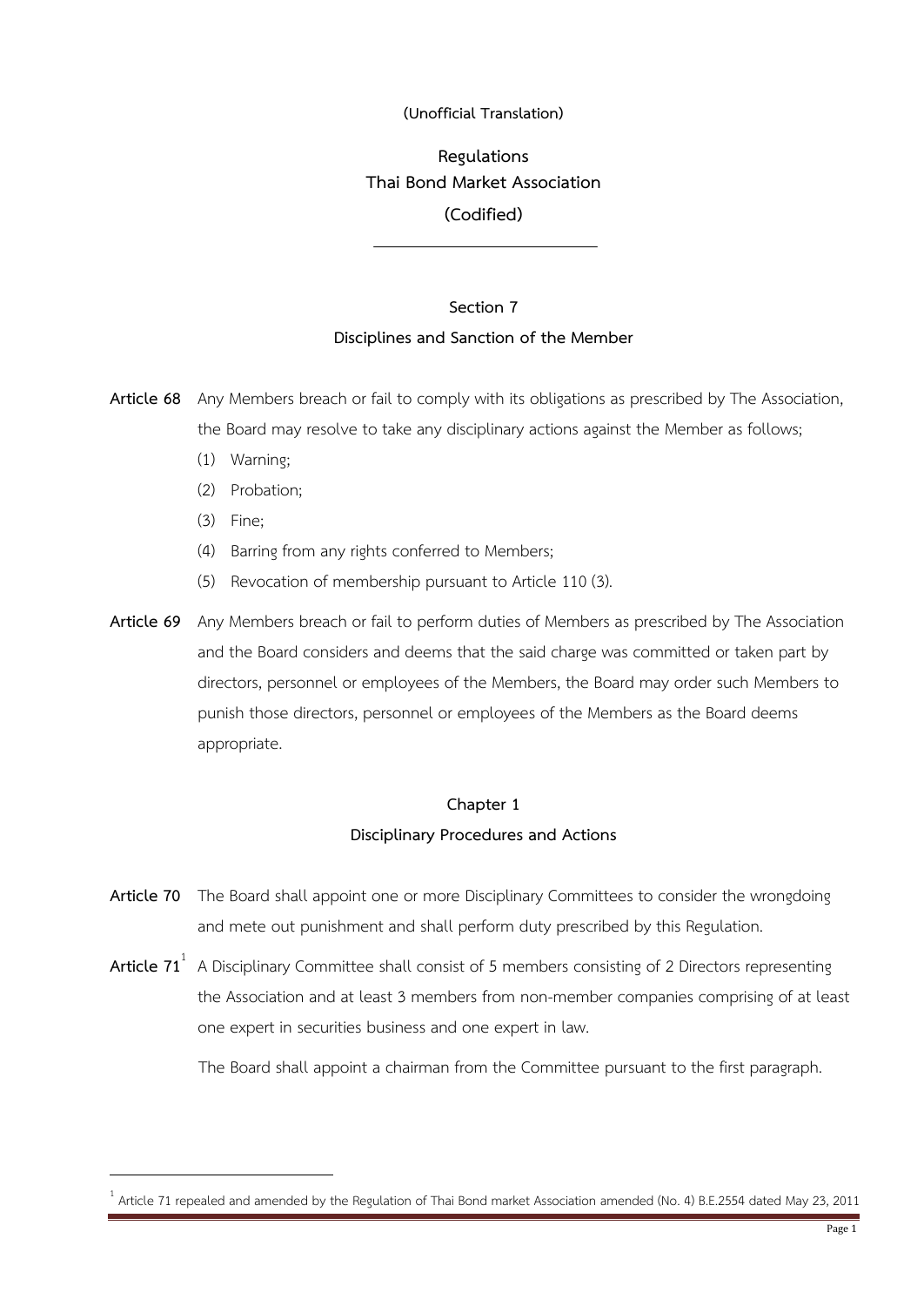**(Unofficial Translation)**

# Regulations
# Thai Bond Market Association
# (Codified)

---

## Section 7
## Disciplines and Sanction of the Member

**Article 68** Any Members breach or fail to comply with its obligations as prescribed by The Association, the Board may resolve to take any disciplinary actions against the Member as follows;

(1) Warning;

(2) Probation;

(3) Fine;

(4) Barring from any rights conferred to Members;

(5) Revocation of membership pursuant to Article 110 (3).

**Article 69** Any Members breach or fail to perform duties of Members as prescribed by The Association and the Board considers and deems that the said charge was committed or taken part by directors, personnel or employees of the Members, the Board may order such Members to punish those directors, personnel or employees of the Members as the Board deems appropriate.

### Chapter 1
### Disciplinary Procedures and Actions

**Article 70** The Board shall appoint one or more Disciplinary Committees to consider the wrongdoing and mete out punishment and shall perform duty prescribed by this Regulation.

**Article 71**[1] A Disciplinary Committee shall consist of 5 members consisting of 2 Directors representing the Association and at least 3 members from non-member companies comprising of at least one expert in securities business and one expert in law.

The Board shall appoint a chairman from the Committee pursuant to the first paragraph.

---

[1] Article 71 repealed and amended by the Regulation of Thai Bond market Association amended (No. 4) B.E.2554 dated May 23, 2011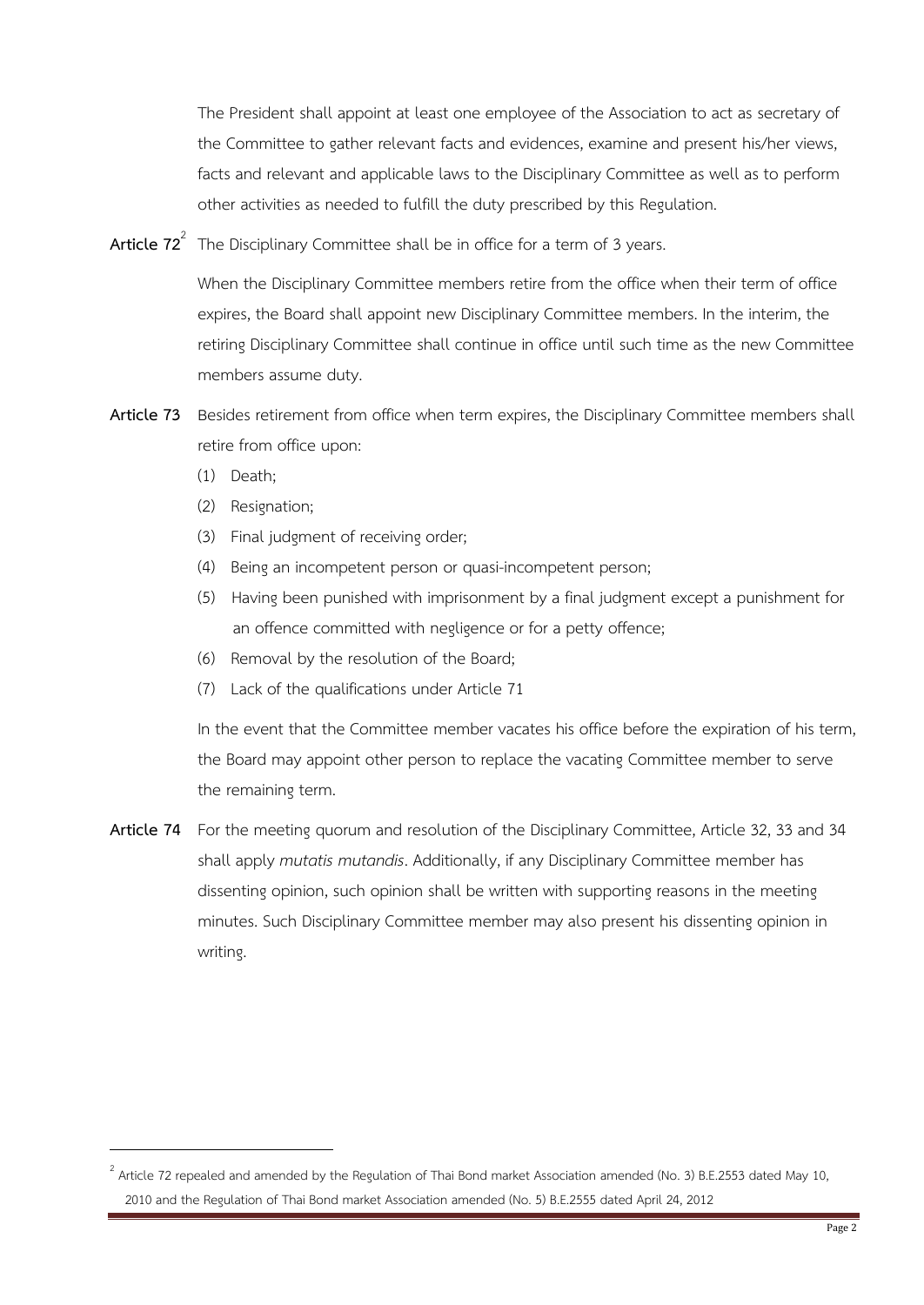The President shall appoint at least one employee of the Association to act as secretary of the Committee to gather relevant facts and evidences, examine and present his/her views, facts and relevant and applicable laws to the Disciplinary Committee as well as to perform other activities as needed to fulfill the duty prescribed by this Regulation.

**Article 72**[2] The Disciplinary Committee shall be in office for a term of 3 years.

When the Disciplinary Committee members retire from the office when their term of office expires, the Board shall appoint new Disciplinary Committee members. In the interim, the retiring Disciplinary Committee shall continue in office until such time as the new Committee members assume duty.

**Article 73** Besides retirement from office when term expires, the Disciplinary Committee members shall retire from office upon:

(1) Death;

(2) Resignation;

(3) Final judgment of receiving order;

(4) Being an incompetent person or quasi-incompetent person;

(5) Having been punished with imprisonment by a final judgment except a punishment for an offence committed with negligence or for a petty offence;

(6) Removal by the resolution of the Board;

(7) Lack of the qualifications under Article 71

In the event that the Committee member vacates his office before the expiration of his term, the Board may appoint other person to replace the vacating Committee member to serve the remaining term.

**Article 74** For the meeting quorum and resolution of the Disciplinary Committee, Article 32, 33 and 34 shall apply *mutatis mutandis*. Additionally, if any Disciplinary Committee member has dissenting opinion, such opinion shall be written with supporting reasons in the meeting minutes. Such Disciplinary Committee member may also present his dissenting opinion in writing.

---

[2] Article 72 repealed and amended by the Regulation of Thai Bond market Association amended (No. 3) B.E.2553 dated May 10, 2010 and the Regulation of Thai Bond market Association amended (No. 5) B.E.2555 dated April 24, 2012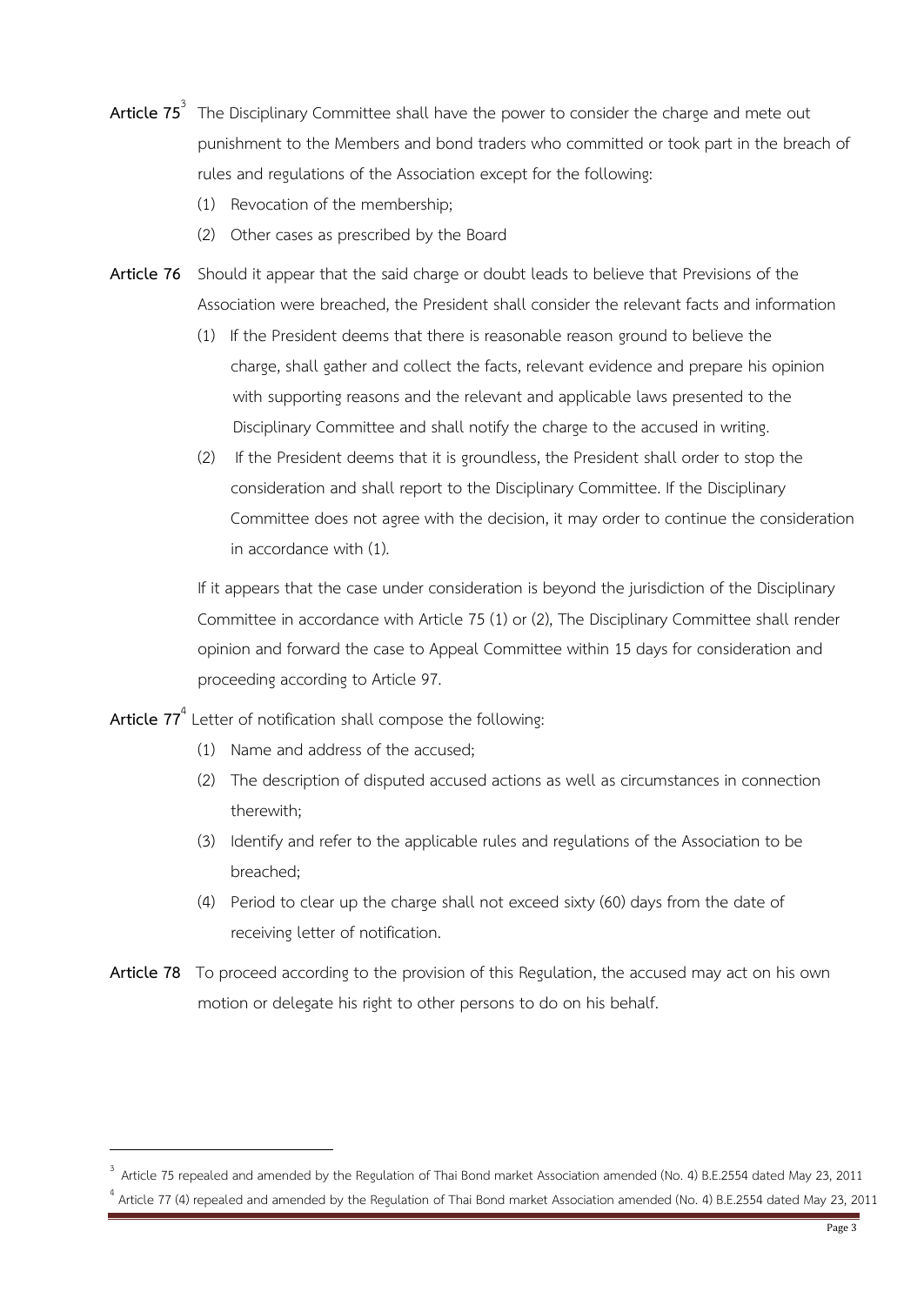**Article 75**[3] The Disciplinary Committee shall have the power to consider the charge and mete out punishment to the Members and bond traders who committed or took part in the breach of rules and regulations of the Association except for the following:

(1) Revocation of the membership;

(2) Other cases as prescribed by the Board

**Article 76** Should it appear that the said charge or doubt leads to believe that Previsions of the Association were breached, the President shall consider the relevant facts and information

(1) If the President deems that there is reasonable reason ground to believe the charge, shall gather and collect the facts, relevant evidence and prepare his opinion with supporting reasons and the relevant and applicable laws presented to the Disciplinary Committee and shall notify the charge to the accused in writing.

(2) If the President deems that it is groundless, the President shall order to stop the consideration and shall report to the Disciplinary Committee. If the Disciplinary Committee does not agree with the decision, it may order to continue the consideration in accordance with (1).

If it appears that the case under consideration is beyond the jurisdiction of the Disciplinary Committee in accordance with Article 75 (1) or (2), The Disciplinary Committee shall render opinion and forward the case to Appeal Committee within 15 days for consideration and proceeding according to Article 97.

**Article 77**[4] Letter of notification shall compose the following:

(1) Name and address of the accused;

(2) The description of disputed accused actions as well as circumstances in connection therewith;

(3) Identify and refer to the applicable rules and regulations of the Association to be breached;

(4) Period to clear up the charge shall not exceed sixty (60) days from the date of receiving letter of notification.

**Article 78** To proceed according to the provision of this Regulation, the accused may act on his own motion or delegate his right to other persons to do on his behalf.

---

[3] Article 75 repealed and amended by the Regulation of Thai Bond market Association amended (No. 4) B.E.2554 dated May 23, 2011

[4] Article 77 (4) repealed and amended by the Regulation of Thai Bond market Association amended (No. 4) B.E.2554 dated May 23, 2011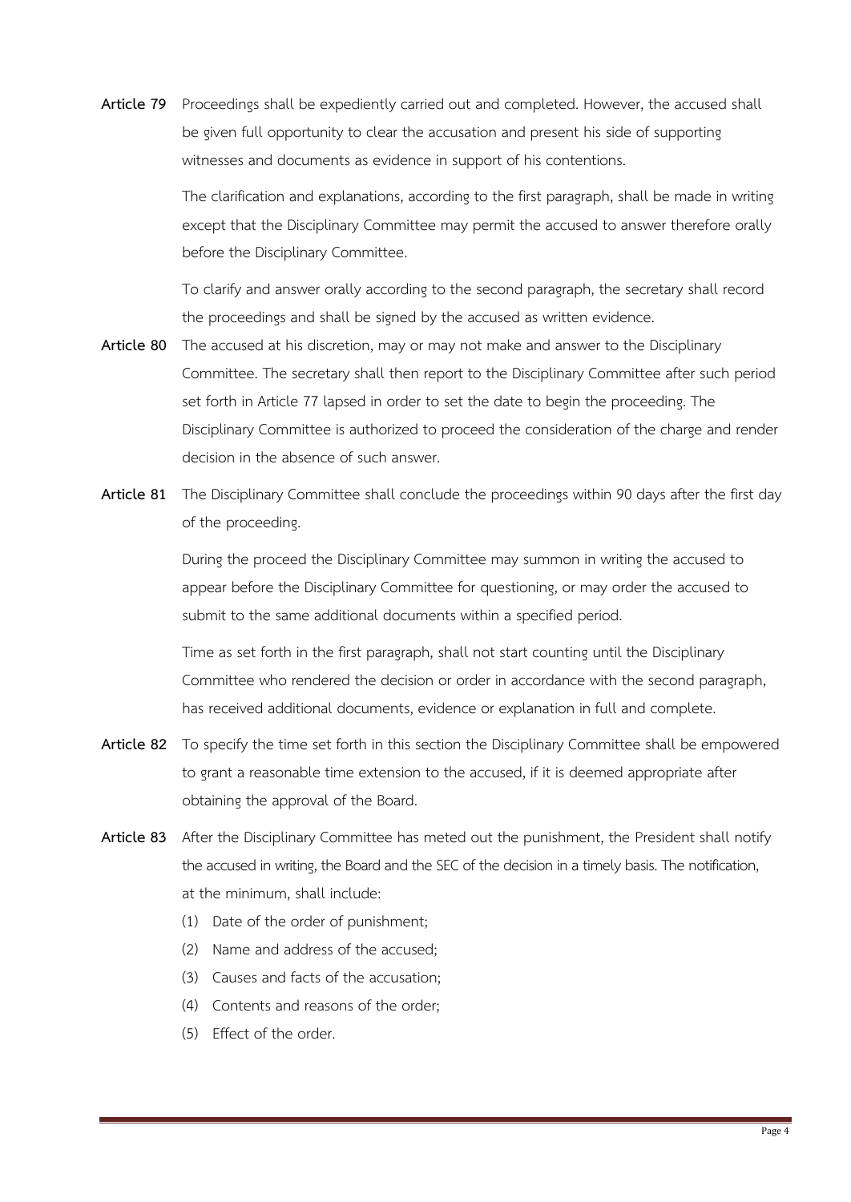**Article 79** Proceedings shall be expediently carried out and completed. However, the accused shall be given full opportunity to clear the accusation and present his side of supporting witnesses and documents as evidence in support of his contentions.

The clarification and explanations, according to the first paragraph, shall be made in writing except that the Disciplinary Committee may permit the accused to answer therefore orally before the Disciplinary Committee.

To clarify and answer orally according to the second paragraph, the secretary shall record the proceedings and shall be signed by the accused as written evidence.

**Article 80** The accused at his discretion, may or may not make and answer to the Disciplinary Committee. The secretary shall then report to the Disciplinary Committee after such period set forth in Article 77 lapsed in order to set the date to begin the proceeding. The Disciplinary Committee is authorized to proceed the consideration of the charge and render decision in the absence of such answer.

**Article 81** The Disciplinary Committee shall conclude the proceedings within 90 days after the first day of the proceeding.

During the proceed the Disciplinary Committee may summon in writing the accused to appear before the Disciplinary Committee for questioning, or may order the accused to submit to the same additional documents within a specified period.

Time as set forth in the first paragraph, shall not start counting until the Disciplinary Committee who rendered the decision or order in accordance with the second paragraph, has received additional documents, evidence or explanation in full and complete.

**Article 82** To specify the time set forth in this section the Disciplinary Committee shall be empowered to grant a reasonable time extension to the accused, if it is deemed appropriate after obtaining the approval of the Board.

**Article 83** After the Disciplinary Committee has meted out the punishment, the President shall notify the accused in writing, the Board and the SEC of the decision in a timely basis. The notification, at the minimum, shall include:

(1) Date of the order of punishment;

(2) Name and address of the accused;

(3) Causes and facts of the accusation;

(4) Contents and reasons of the order;

(5) Effect of the order.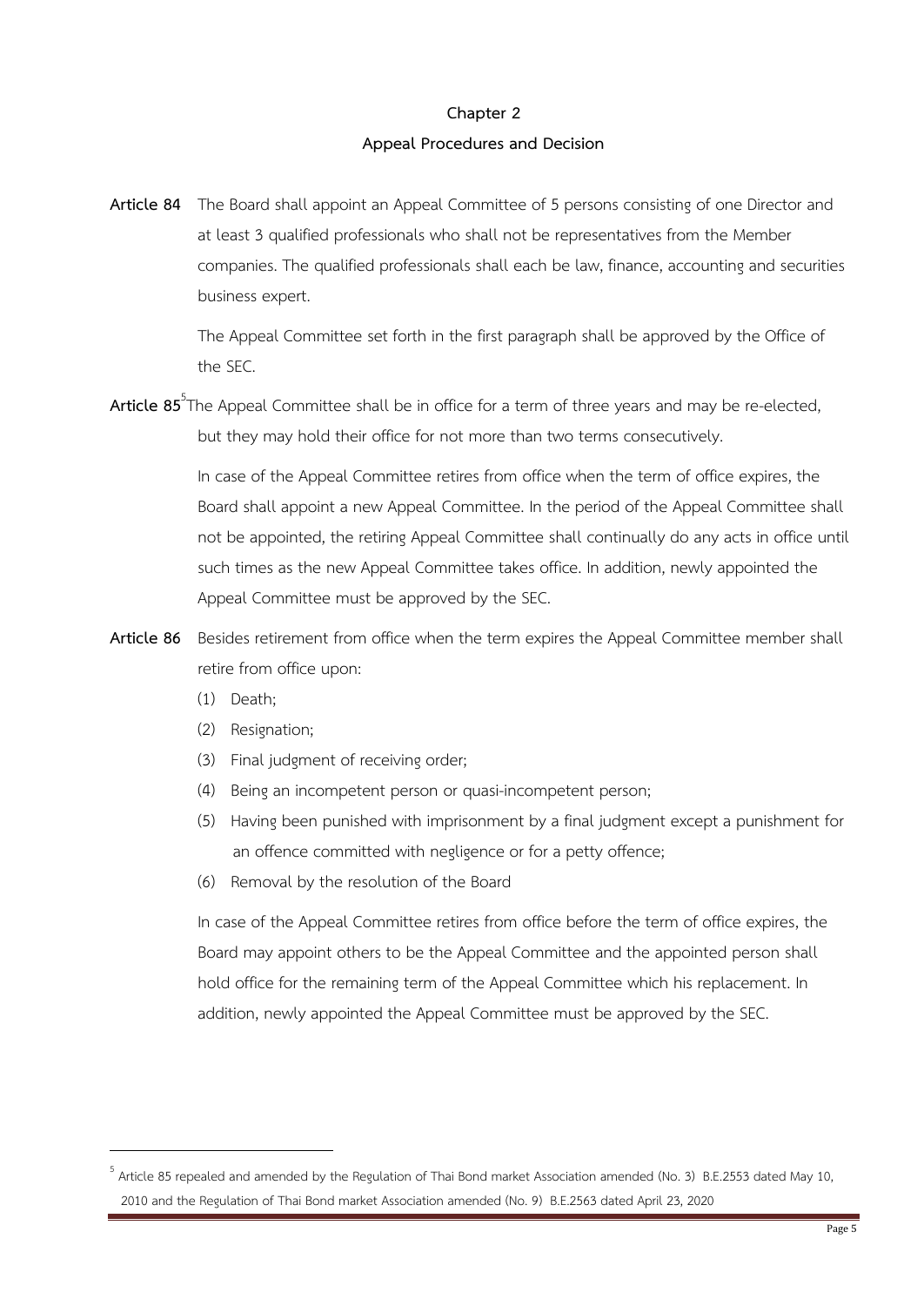## Chapter 2

## Appeal Procedures and Decision

**Article 84** The Board shall appoint an Appeal Committee of 5 persons consisting of one Director and at least 3 qualified professionals who shall not be representatives from the Member companies. The qualified professionals shall each be law, finance, accounting and securities business expert.

The Appeal Committee set forth in the first paragraph shall be approved by the Office of the SEC.

**Article 85**[5] The Appeal Committee shall be in office for a term of three years and may be re-elected, but they may hold their office for not more than two terms consecutively.

In case of the Appeal Committee retires from office when the term of office expires, the Board shall appoint a new Appeal Committee. In the period of the Appeal Committee shall not be appointed, the retiring Appeal Committee shall continually do any acts in office until such times as the new Appeal Committee takes office. In addition, newly appointed the Appeal Committee must be approved by the SEC.

**Article 86** Besides retirement from office when the term expires the Appeal Committee member shall retire from office upon:

(1) Death;

(2) Resignation;

(3) Final judgment of receiving order;

(4) Being an incompetent person or quasi-incompetent person;

(5) Having been punished with imprisonment by a final judgment except a punishment for an offence committed with negligence or for a petty offence;

(6) Removal by the resolution of the Board

In case of the Appeal Committee retires from office before the term of office expires, the Board may appoint others to be the Appeal Committee and the appointed person shall hold office for the remaining term of the Appeal Committee which his replacement. In addition, newly appointed the Appeal Committee must be approved by the SEC.

---

[5] Article 85 repealed and amended by the Regulation of Thai Bond market Association amended (No. 3) B.E.2553 dated May 10, 2010 and the Regulation of Thai Bond market Association amended (No. 9) B.E.2563 dated April 23, 2020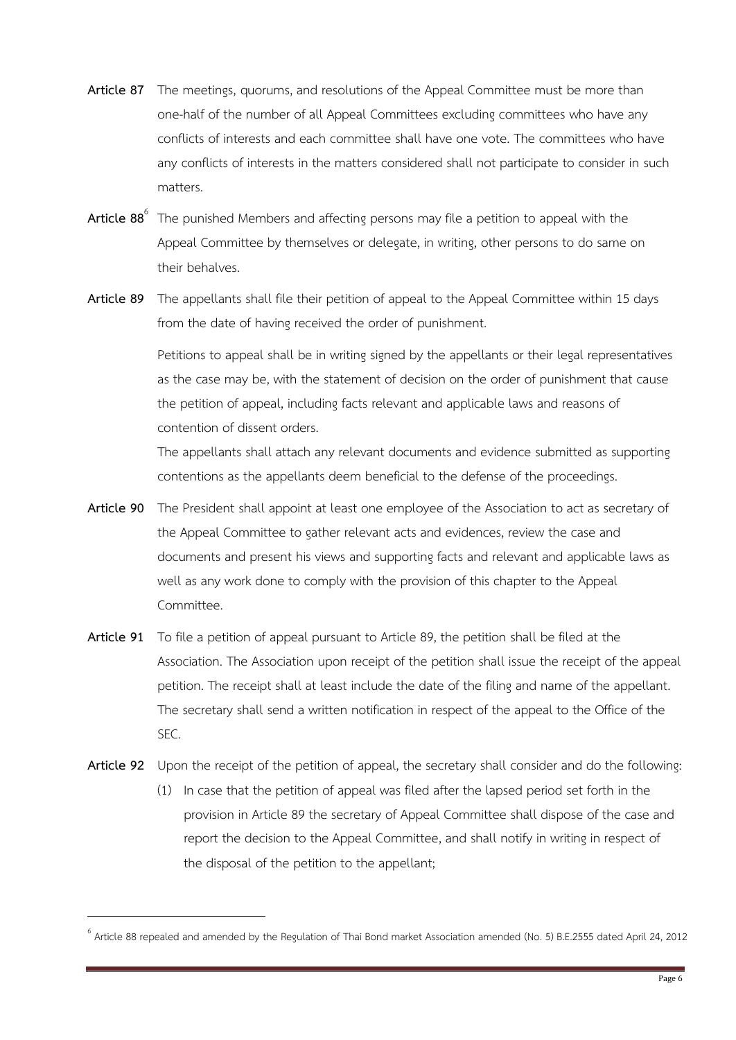**Article 87** The meetings, quorums, and resolutions of the Appeal Committee must be more than one-half of the number of all Appeal Committees excluding committees who have any conflicts of interests and each committee shall have one vote. The committees who have any conflicts of interests in the matters considered shall not participate to consider in such matters.

**Article 88**[6] The punished Members and affecting persons may file a petition to appeal with the Appeal Committee by themselves or delegate, in writing, other persons to do same on their behalves.

**Article 89** The appellants shall file their petition of appeal to the Appeal Committee within 15 days from the date of having received the order of punishment.

Petitions to appeal shall be in writing signed by the appellants or their legal representatives as the case may be, with the statement of decision on the order of punishment that cause the petition of appeal, including facts relevant and applicable laws and reasons of contention of dissent orders.

The appellants shall attach any relevant documents and evidence submitted as supporting contentions as the appellants deem beneficial to the defense of the proceedings.

**Article 90** The President shall appoint at least one employee of the Association to act as secretary of the Appeal Committee to gather relevant acts and evidences, review the case and documents and present his views and supporting facts and relevant and applicable laws as well as any work done to comply with the provision of this chapter to the Appeal Committee.

**Article 91** To file a petition of appeal pursuant to Article 89, the petition shall be filed at the Association. The Association upon receipt of the petition shall issue the receipt of the appeal petition. The receipt shall at least include the date of the filing and name of the appellant. The secretary shall send a written notification in respect of the appeal to the Office of the SEC.

**Article 92** Upon the receipt of the petition of appeal, the secretary shall consider and do the following:

(1) In case that the petition of appeal was filed after the lapsed period set forth in the provision in Article 89 the secretary of Appeal Committee shall dispose of the case and report the decision to the Appeal Committee, and shall notify in writing in respect of the disposal of the petition to the appellant;

---

[6] Article 88 repealed and amended by the Regulation of Thai Bond market Association amended (No. 5) B.E.2555 dated April 24, 2012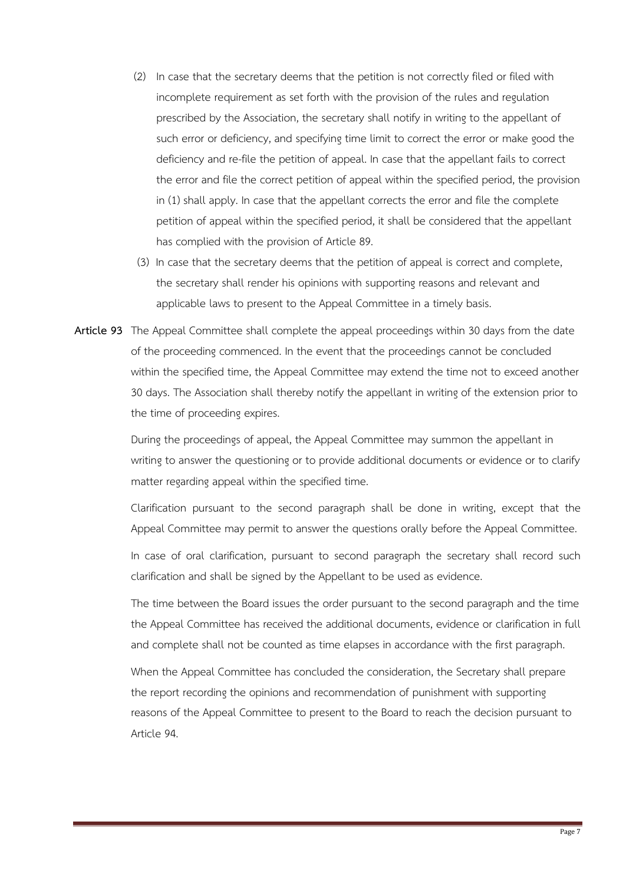(2) In case that the secretary deems that the petition is not correctly filed or filed with incomplete requirement as set forth with the provision of the rules and regulation prescribed by the Association, the secretary shall notify in writing to the appellant of such error or deficiency, and specifying time limit to correct the error or make good the deficiency and re-file the petition of appeal. In case that the appellant fails to correct the error and file the correct petition of appeal within the specified period, the provision in (1) shall apply. In case that the appellant corrects the error and file the complete petition of appeal within the specified period, it shall be considered that the appellant has complied with the provision of Article 89.

(3) In case that the secretary deems that the petition of appeal is correct and complete, the secretary shall render his opinions with supporting reasons and relevant and applicable laws to present to the Appeal Committee in a timely basis.

**Article 93** The Appeal Committee shall complete the appeal proceedings within 30 days from the date of the proceeding commenced. In the event that the proceedings cannot be concluded within the specified time, the Appeal Committee may extend the time not to exceed another 30 days. The Association shall thereby notify the appellant in writing of the extension prior to the time of proceeding expires.

During the proceedings of appeal, the Appeal Committee may summon the appellant in writing to answer the questioning or to provide additional documents or evidence or to clarify matter regarding appeal within the specified time.

Clarification pursuant to the second paragraph shall be done in writing, except that the Appeal Committee may permit to answer the questions orally before the Appeal Committee.

In case of oral clarification, pursuant to second paragraph the secretary shall record such clarification and shall be signed by the Appellant to be used as evidence.

The time between the Board issues the order pursuant to the second paragraph and the time the Appeal Committee has received the additional documents, evidence or clarification in full and complete shall not be counted as time elapses in accordance with the first paragraph.

When the Appeal Committee has concluded the consideration, the Secretary shall prepare the report recording the opinions and recommendation of punishment with supporting reasons of the Appeal Committee to present to the Board to reach the decision pursuant to Article 94.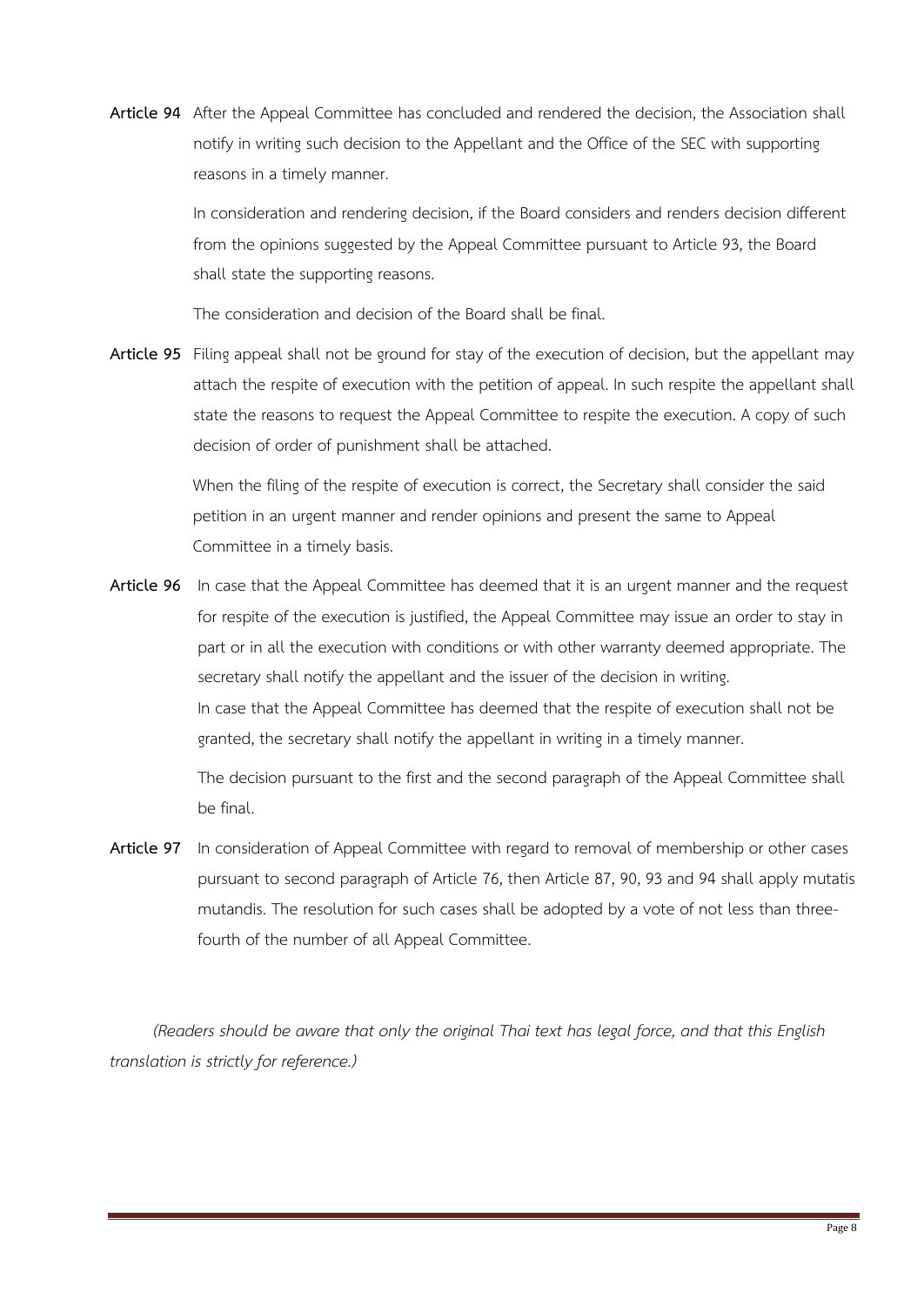**Article 94** After the Appeal Committee has concluded and rendered the decision, the Association shall notify in writing such decision to the Appellant and the Office of the SEC with supporting reasons in a timely manner.

In consideration and rendering decision, if the Board considers and renders decision different from the opinions suggested by the Appeal Committee pursuant to Article 93, the Board shall state the supporting reasons.

The consideration and decision of the Board shall be final.

**Article 95** Filing appeal shall not be ground for stay of the execution of decision, but the appellant may attach the respite of execution with the petition of appeal. In such respite the appellant shall state the reasons to request the Appeal Committee to respite the execution. A copy of such decision of order of punishment shall be attached.

When the filing of the respite of execution is correct, the Secretary shall consider the said petition in an urgent manner and render opinions and present the same to Appeal Committee in a timely basis.

**Article 96** In case that the Appeal Committee has deemed that it is an urgent manner and the request for respite of the execution is justified, the Appeal Committee may issue an order to stay in part or in all the execution with conditions or with other warranty deemed appropriate. The secretary shall notify the appellant and the issuer of the decision in writing.

In case that the Appeal Committee has deemed that the respite of execution shall not be granted, the secretary shall notify the appellant in writing in a timely manner.

The decision pursuant to the first and the second paragraph of the Appeal Committee shall be final.

**Article 97** In consideration of Appeal Committee with regard to removal of membership or other cases pursuant to second paragraph of Article 76, then Article 87, 90, 93 and 94 shall apply mutatis mutandis. The resolution for such cases shall be adopted by a vote of not less than three-fourth of the number of all Appeal Committee.

*(Readers should be aware that only the original Thai text has legal force, and that this English translation is strictly for reference.)*